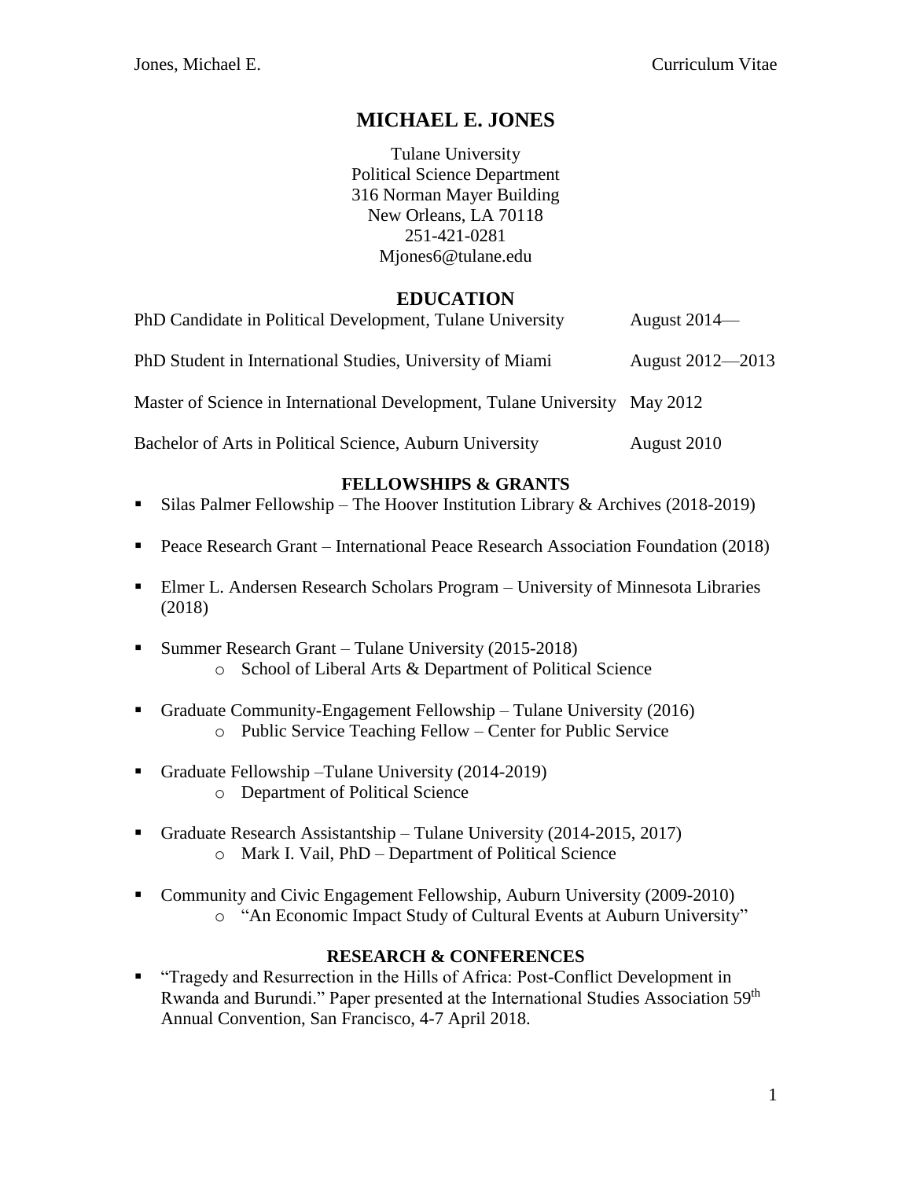# MICHAEL E. JONES

Tulane University
Political Science Department
316 Norman Mayer Building
New Orleans, LA 70118
251-421-0281
Mjones6@tulane.edu

## EDUCATION

| | |
|---|---|
| PhD Candidate in Political Development, Tulane University | August 2014— |
| PhD Student in International Studies, University of Miami | August 2012—2013 |
| Master of Science in International Development, Tulane University | May 2012 |
| Bachelor of Arts in Political Science, Auburn University | August 2010 |

## FELLOWSHIPS & GRANTS

- Silas Palmer Fellowship – The Hoover Institution Library & Archives (2018-2019)
- Peace Research Grant – International Peace Research Association Foundation (2018)
- Elmer L. Andersen Research Scholars Program – University of Minnesota Libraries (2018)
- Summer Research Grant – Tulane University (2015-2018)
  - School of Liberal Arts & Department of Political Science
- Graduate Community-Engagement Fellowship – Tulane University (2016)
  - Public Service Teaching Fellow – Center for Public Service
- Graduate Fellowship –Tulane University (2014-2019)
  - Department of Political Science
- Graduate Research Assistantship – Tulane University (2014-2015, 2017)
  - Mark I. Vail, PhD – Department of Political Science
- Community and Civic Engagement Fellowship, Auburn University (2009-2010)
  - "An Economic Impact Study of Cultural Events at Auburn University"

## RESEARCH & CONFERENCES

- "Tragedy and Resurrection in the Hills of Africa: Post-Conflict Development in Rwanda and Burundi." Paper presented at the International Studies Association 59th Annual Convention, San Francisco, 4-7 April 2018.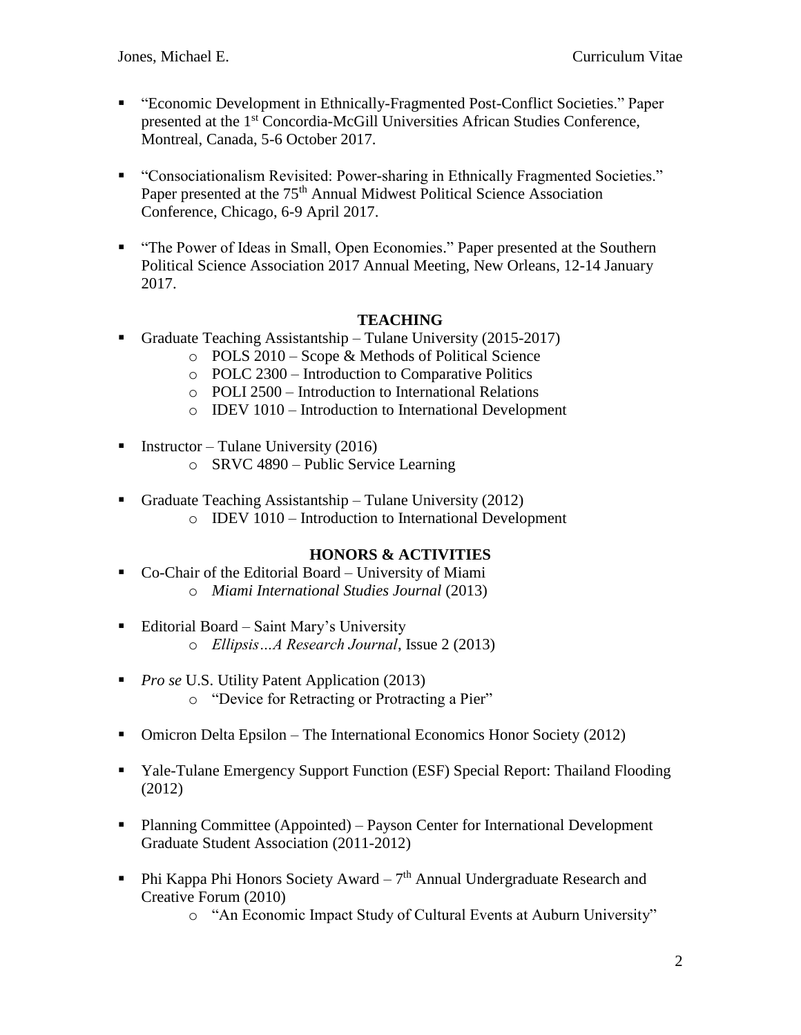- "Economic Development in Ethnically-Fragmented Post-Conflict Societies." Paper presented at the 1st Concordia-McGill Universities African Studies Conference, Montreal, Canada, 5-6 October 2017.

- "Consociationalism Revisited: Power-sharing in Ethnically Fragmented Societies." Paper presented at the 75th Annual Midwest Political Science Association Conference, Chicago, 6-9 April 2017.

- "The Power of Ideas in Small, Open Economies." Paper presented at the Southern Political Science Association 2017 Annual Meeting, New Orleans, 12-14 January 2017.

## TEACHING

- Graduate Teaching Assistantship – Tulane University (2015-2017)
  - POLS 2010 – Scope & Methods of Political Science
  - POLC 2300 – Introduction to Comparative Politics
  - POLI 2500 – Introduction to International Relations
  - IDEV 1010 – Introduction to International Development

- Instructor – Tulane University (2016)
  - SRVC 4890 – Public Service Learning

- Graduate Teaching Assistantship – Tulane University (2012)
  - IDEV 1010 – Introduction to International Development

## HONORS & ACTIVITIES

- Co-Chair of the Editorial Board – University of Miami
  - *Miami International Studies Journal* (2013)

- Editorial Board – Saint Mary's University
  - *Ellipsis…A Research Journal*, Issue 2 (2013)

- *Pro se* U.S. Utility Patent Application (2013)
  - "Device for Retracting or Protracting a Pier"

- Omicron Delta Epsilon – The International Economics Honor Society (2012)

- Yale-Tulane Emergency Support Function (ESF) Special Report: Thailand Flooding (2012)

- Planning Committee (Appointed) – Payson Center for International Development Graduate Student Association (2011-2012)

- Phi Kappa Phi Honors Society Award – 7th Annual Undergraduate Research and Creative Forum (2010)
  - "An Economic Impact Study of Cultural Events at Auburn University"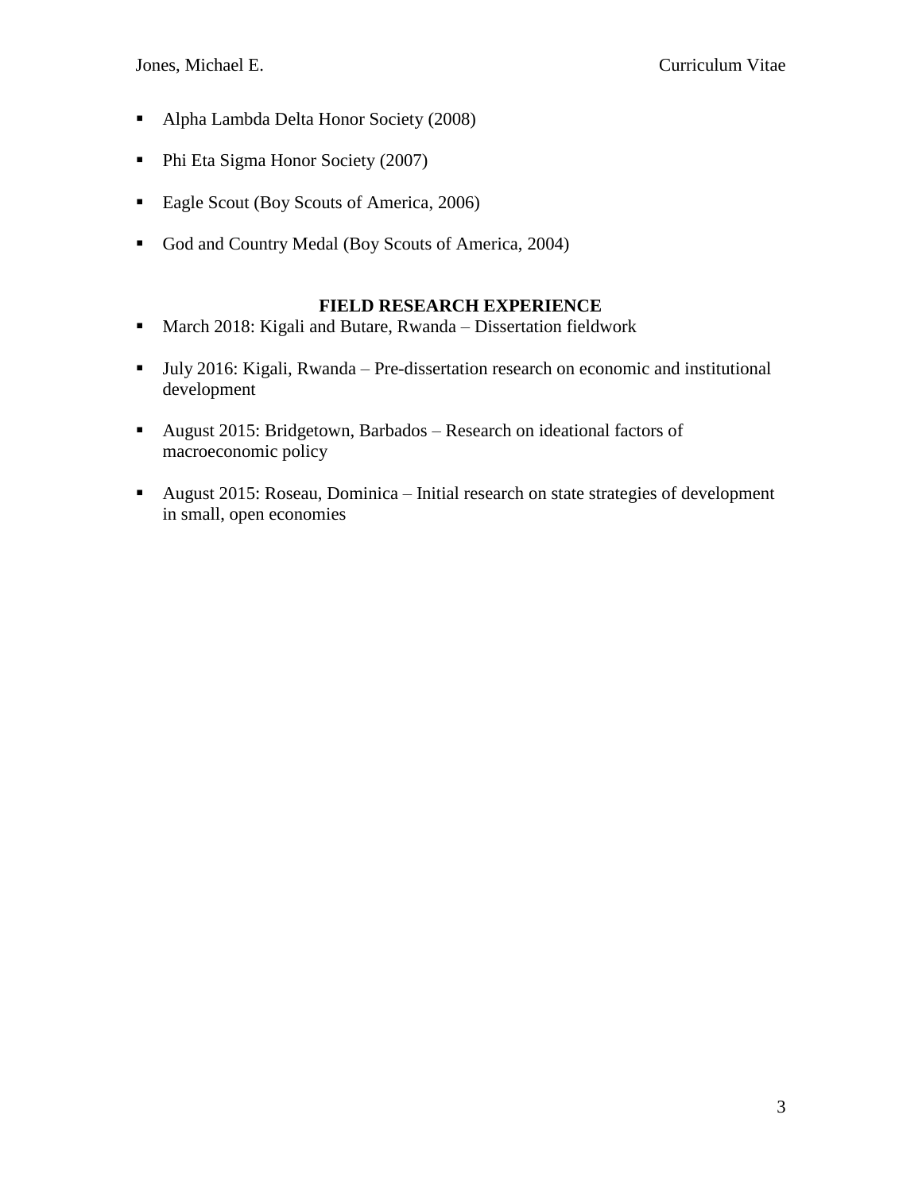- Alpha Lambda Delta Honor Society (2008)
- Phi Eta Sigma Honor Society (2007)
- Eagle Scout (Boy Scouts of America, 2006)
- God and Country Medal (Boy Scouts of America, 2004)

## FIELD RESEARCH EXPERIENCE

- March 2018: Kigali and Butare, Rwanda – Dissertation fieldwork
- July 2016: Kigali, Rwanda – Pre-dissertation research on economic and institutional development
- August 2015: Bridgetown, Barbados – Research on ideational factors of macroeconomic policy
- August 2015: Roseau, Dominica – Initial research on state strategies of development in small, open economies